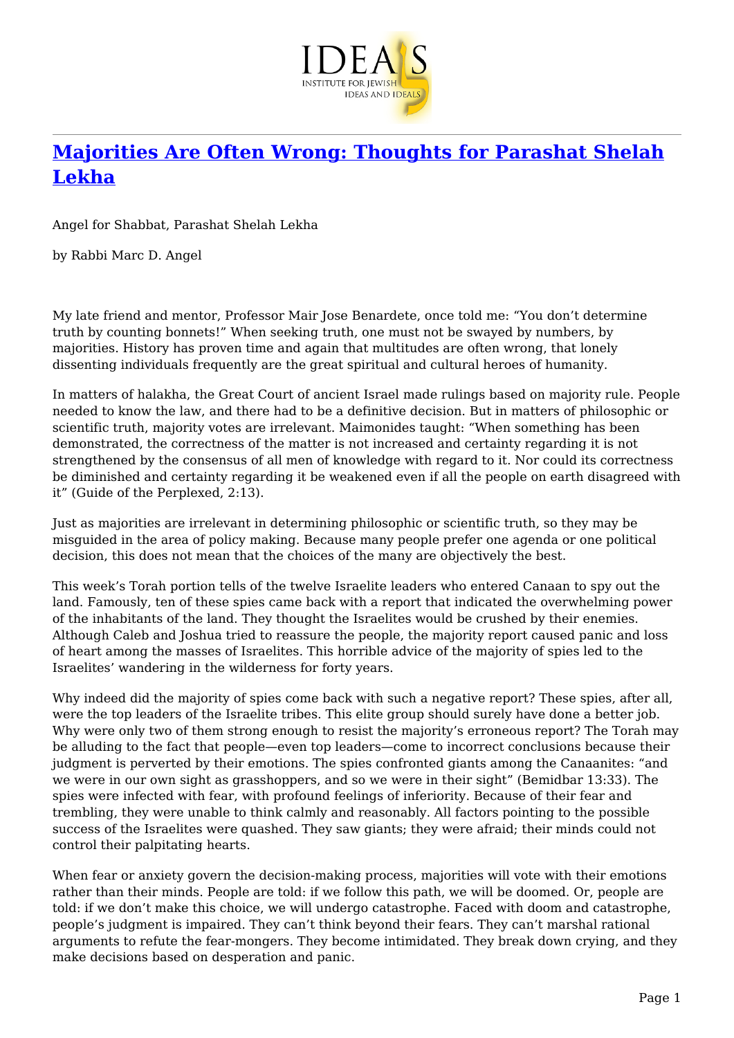# [Majorities Are Often Wrong: Thoughts for Parashat Shelah Lekha]

Angel for Shabbat, Parashat Shelah Lekha

by Rabbi Marc D. Angel

My late friend and mentor, Professor Mair Jose Benardete, once told me: "You don't determine truth by counting bonnets!" When seeking truth, one must not be swayed by numbers, by majorities. History has proven time and again that multitudes are often wrong, that lonely dissenting individuals frequently are the great spiritual and cultural heroes of humanity.

In matters of halakha, the Great Court of ancient Israel made rulings based on majority rule. People needed to know the law, and there had to be a definitive decision. But in matters of philosophic or scientific truth, majority votes are irrelevant. Maimonides taught: "When something has been demonstrated, the correctness of the matter is not increased and certainty regarding it is not strengthened by the consensus of all men of knowledge with regard to it. Nor could its correctness be diminished and certainty regarding it be weakened even if all the people on earth disagreed with it" (Guide of the Perplexed, 2:13).

Just as majorities are irrelevant in determining philosophic or scientific truth, so they may be misguided in the area of policy making. Because many people prefer one agenda or one political decision, this does not mean that the choices of the many are objectively the best.

This week's Torah portion tells of the twelve Israelite leaders who entered Canaan to spy out the land. Famously, ten of these spies came back with a report that indicated the overwhelming power of the inhabitants of the land. They thought the Israelites would be crushed by their enemies. Although Caleb and Joshua tried to reassure the people, the majority report caused panic and loss of heart among the masses of Israelites. This horrible advice of the majority of spies led to the Israelites' wandering in the wilderness for forty years.

Why indeed did the majority of spies come back with such a negative report? These spies, after all, were the top leaders of the Israelite tribes. This elite group should surely have done a better job. Why were only two of them strong enough to resist the majority's erroneous report? The Torah may be alluding to the fact that people—even top leaders—come to incorrect conclusions because their judgment is perverted by their emotions. The spies confronted giants among the Canaanites: "and we were in our own sight as grasshoppers, and so we were in their sight" (Bemidbar 13:33). The spies were infected with fear, with profound feelings of inferiority. Because of their fear and trembling, they were unable to think calmly and reasonably. All factors pointing to the possible success of the Israelites were quashed. They saw giants; they were afraid; their minds could not control their palpitating hearts.

When fear or anxiety govern the decision-making process, majorities will vote with their emotions rather than their minds. People are told: if we follow this path, we will be doomed. Or, people are told: if we don't make this choice, we will undergo catastrophe. Faced with doom and catastrophe, people's judgment is impaired. They can't think beyond their fears. They can't marshal rational arguments to refute the fear-mongers. They become intimidated. They break down crying, and they make decisions based on desperation and panic.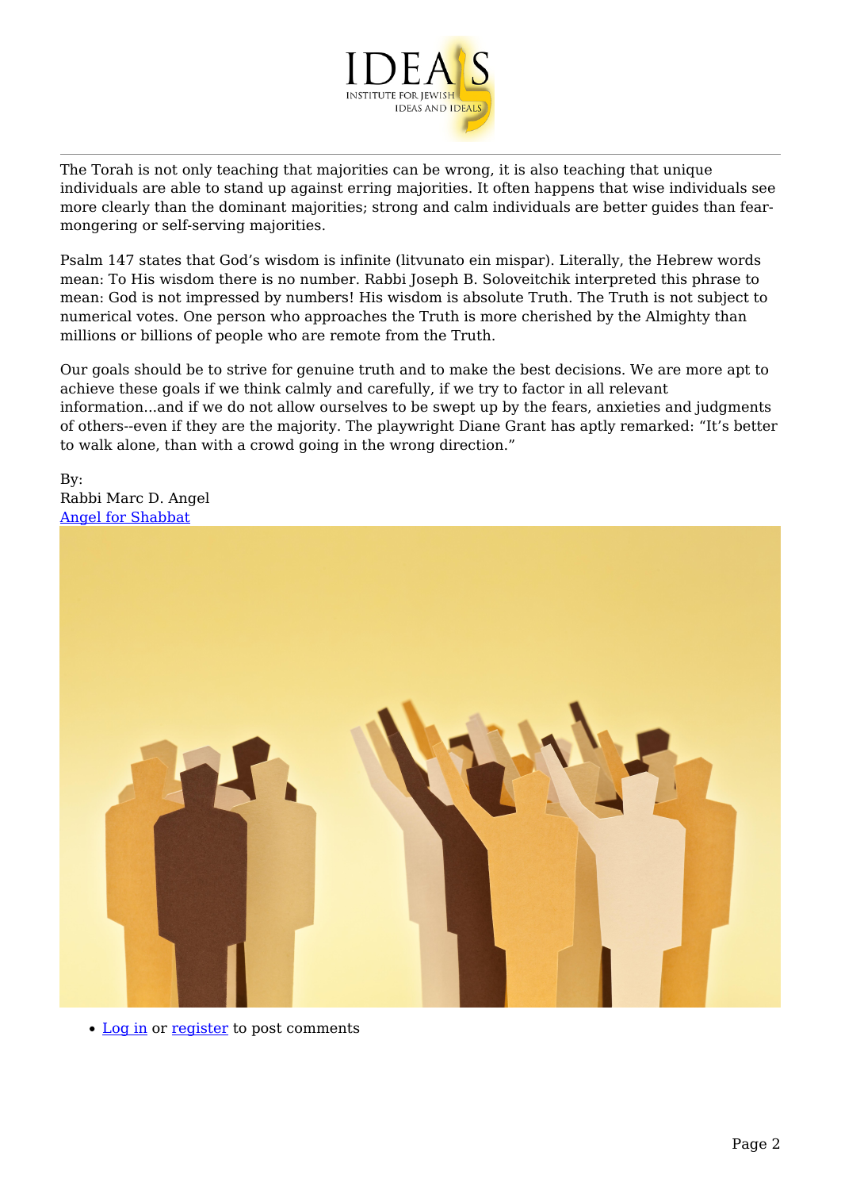The Torah is not only teaching that majorities can be wrong, it is also teaching that unique individuals are able to stand up against erring majorities. It often happens that wise individuals see more clearly than the dominant majorities; strong and calm individuals are better guides than fear-mongering or self-serving majorities.

Psalm 147 states that God's wisdom is infinite (litvunato ein mispar). Literally, the Hebrew words mean: To His wisdom there is no number. Rabbi Joseph B. Soloveitchik interpreted this phrase to mean: God is not impressed by numbers! His wisdom is absolute Truth. The Truth is not subject to numerical votes. One person who approaches the Truth is more cherished by the Almighty than millions or billions of people who are remote from the Truth.

Our goals should be to strive for genuine truth and to make the best decisions. We are more apt to achieve these goals if we think calmly and carefully, if we try to factor in all relevant information...and if we do not allow ourselves to be swept up by the fears, anxieties and judgments of others--even if they are the majority. The playwright Diane Grant has aptly remarked: "It's better to walk alone, than with a crowd going in the wrong direction."

By:
Rabbi Marc D. Angel
Angel for Shabbat

- Log in or register to post comments